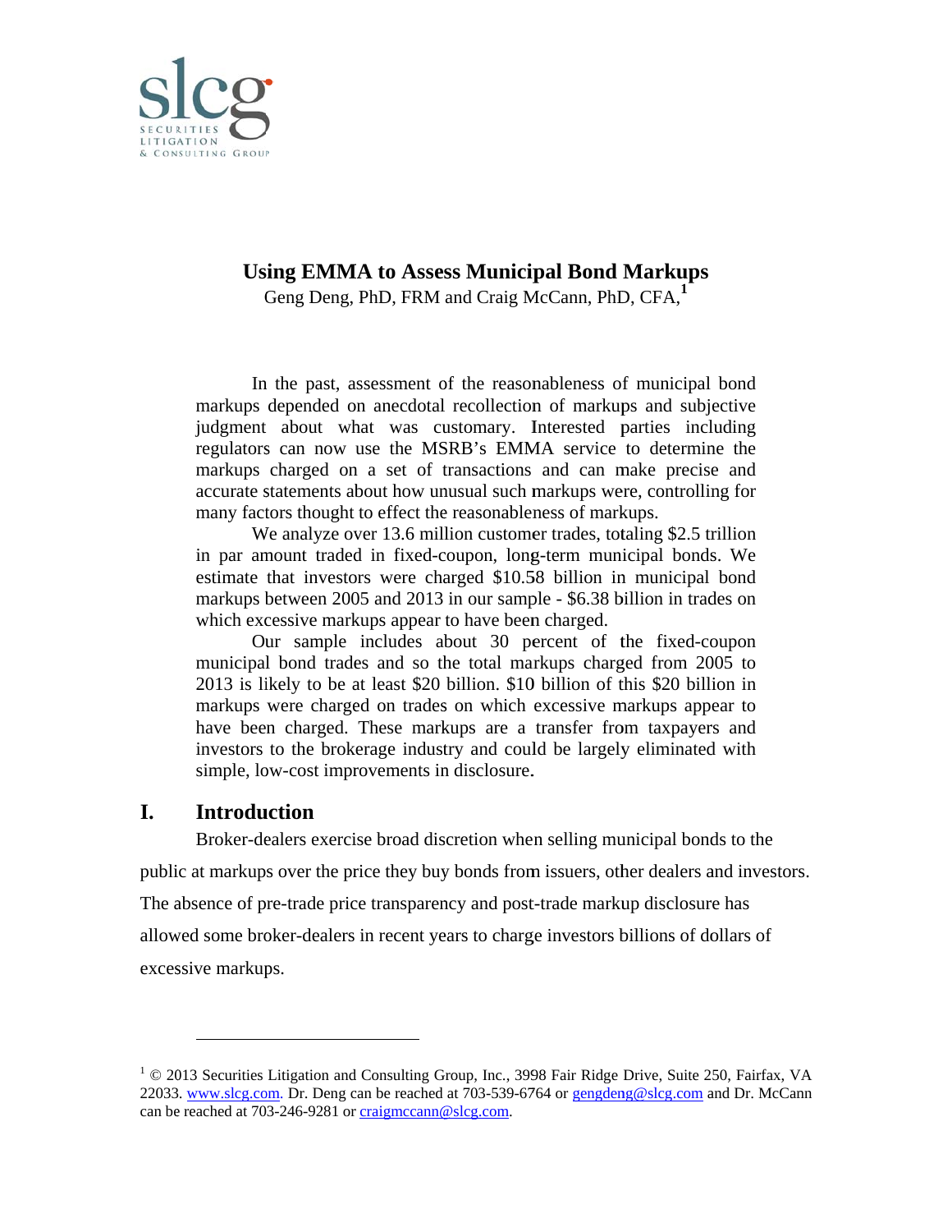# Using EMMA to Assess Municipal Bond Markups

Geng Deng, PhD, FRM and Craig McCann, PhD, CFA,[1]

In the past, assessment of the reasonableness of municipal bond markups depended on anecdotal recollection of markups and subjective judgment about what was customary. Interested parties including regulators can now use the MSRB's EMMA service to determine the markups charged on a set of transactions and can make precise and accurate statements about how unusual such markups were, controlling for many factors thought to effect the reasonableness of markups.

We analyze over 13.6 million customer trades, totaling $2.5 trillion in par amount traded in fixed-coupon, long-term municipal bonds. We estimate that investors were charged $10.58 billion in municipal bond markups between 2005 and 2013 in our sample - $6.38 billion in trades on which excessive markups appear to have been charged.

Our sample includes about 30 percent of the fixed-coupon municipal bond trades and so the total markups charged from 2005 to 2013 is likely to be at least $20 billion. $10 billion of this $20 billion in markups were charged on trades on which excessive markups appear to have been charged. These markups are a transfer from taxpayers and investors to the brokerage industry and could be largely eliminated with simple, low-cost improvements in disclosure.

## I. Introduction

Broker-dealers exercise broad discretion when selling municipal bonds to the public at markups over the price they buy bonds from issuers, other dealers and investors. The absence of pre-trade price transparency and post-trade markup disclosure has allowed some broker-dealers in recent years to charge investors billions of dollars of excessive markups.

---

[1] © 2013 Securities Litigation and Consulting Group, Inc., 3998 Fair Ridge Drive, Suite 250, Fairfax, VA 22033. www.slcg.com. Dr. Deng can be reached at 703-539-6764 or gengdeng@slcg.com and Dr. McCann can be reached at 703-246-9281 or craigmccann@slcg.com.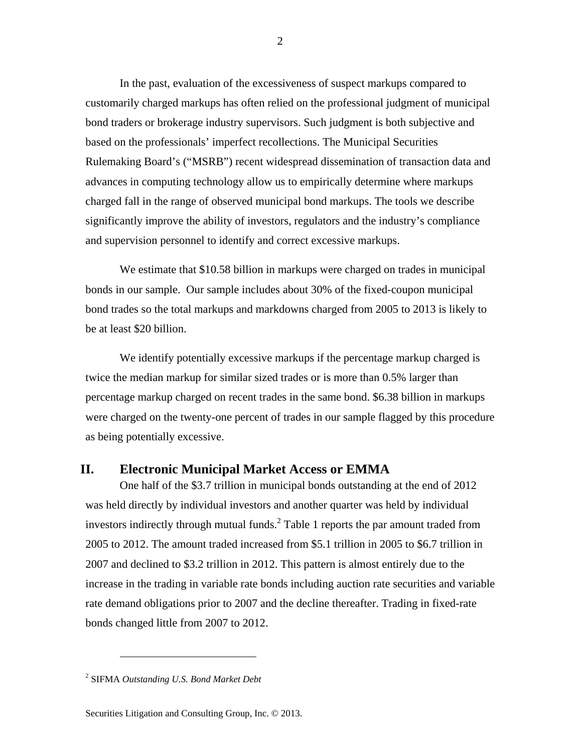In the past, evaluation of the excessiveness of suspect markups compared to customarily charged markups has often relied on the professional judgment of municipal bond traders or brokerage industry supervisors. Such judgment is both subjective and based on the professionals' imperfect recollections. The Municipal Securities Rulemaking Board's ("MSRB") recent widespread dissemination of transaction data and advances in computing technology allow us to empirically determine where markups charged fall in the range of observed municipal bond markups. The tools we describe significantly improve the ability of investors, regulators and the industry's compliance and supervision personnel to identify and correct excessive markups.

We estimate that $10.58 billion in markups were charged on trades in municipal bonds in our sample. Our sample includes about 30% of the fixed-coupon municipal bond trades so the total markups and markdowns charged from 2005 to 2013 is likely to be at least $20 billion.

We identify potentially excessive markups if the percentage markup charged is twice the median markup for similar sized trades or is more than 0.5% larger than percentage markup charged on recent trades in the same bond. $6.38 billion in markups were charged on the twenty-one percent of trades in our sample flagged by this procedure as being potentially excessive.

## II. Electronic Municipal Market Access or EMMA

One half of the $3.7 trillion in municipal bonds outstanding at the end of 2012 was held directly by individual investors and another quarter was held by individual investors indirectly through mutual funds.[2] Table 1 reports the par amount traded from 2005 to 2012. The amount traded increased from $5.1 trillion in 2005 to $6.7 trillion in 2007 and declined to $3.2 trillion in 2012. This pattern is almost entirely due to the increase in the trading in variable rate bonds including auction rate securities and variable rate demand obligations prior to 2007 and the decline thereafter. Trading in fixed-rate bonds changed little from 2007 to 2012.

---

[2] SIFMA *Outstanding U.S. Bond Market Debt*

Securities Litigation and Consulting Group, Inc. © 2013.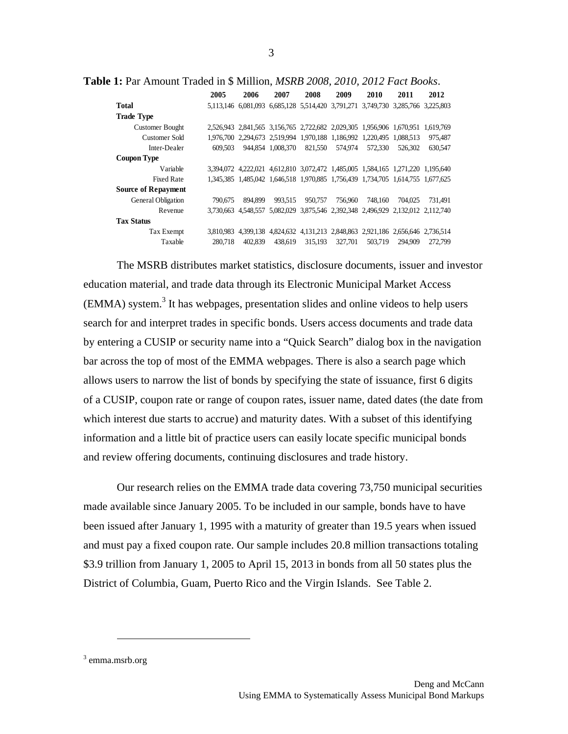**Table 1:** Par Amount Traded in $ Million, *MSRB 2008, 2010, 2012 Fact Books*.

| | 2005 | 2006 | 2007 | 2008 | 2009 | 2010 | 2011 | 2012 |
|---|---|---|---|---|---|---|---|---|
| **Total** | 5,113,146 | 6,081,093 | 6,685,128 | 5,514,420 | 3,791,271 | 3,749,730 | 3,285,766 | 3,225,803 |
| **Trade Type** | | | | | | | | |
| Customer Bought | 2,526,943 | 2,841,565 | 3,156,765 | 2,722,682 | 2,029,305 | 1,956,906 | 1,670,951 | 1,619,769 |
| Customer Sold | 1,976,700 | 2,294,673 | 2,519,994 | 1,970,188 | 1,186,992 | 1,220,495 | 1,088,513 | 975,487 |
| Inter-Dealer | 609,503 | 944,854 | 1,008,370 | 821,550 | 574,974 | 572,330 | 526,302 | 630,547 |
| **Coupon Type** | | | | | | | | |
| Variable | 3,394,072 | 4,222,021 | 4,612,810 | 3,072,472 | 1,485,005 | 1,584,165 | 1,271,220 | 1,195,640 |
| Fixed Rate | 1,345,385 | 1,485,042 | 1,646,518 | 1,970,885 | 1,756,439 | 1,734,705 | 1,614,755 | 1,677,625 |
| **Source of Repayment** | | | | | | | | |
| General Obligation | 790,675 | 894,899 | 993,515 | 950,757 | 756,960 | 748,160 | 704,025 | 731,491 |
| Revenue | 3,730,663 | 4,548,557 | 5,082,029 | 3,875,546 | 2,392,348 | 2,496,929 | 2,132,012 | 2,112,740 |
| **Tax Status** | | | | | | | | |
| Tax Exempt | 3,810,983 | 4,399,138 | 4,824,632 | 4,131,213 | 2,848,863 | 2,921,186 | 2,656,646 | 2,736,514 |
| Taxable | 280,718 | 402,839 | 438,619 | 315,193 | 327,701 | 503,719 | 294,909 | 272,799 |

The MSRB distributes market statistics, disclosure documents, issuer and investor education material, and trade data through its Electronic Municipal Market Access (EMMA) system.[3] It has webpages, presentation slides and online videos to help users search for and interpret trades in specific bonds. Users access documents and trade data by entering a CUSIP or security name into a "Quick Search" dialog box in the navigation bar across the top of most of the EMMA webpages. There is also a search page which allows users to narrow the list of bonds by specifying the state of issuance, first 6 digits of a CUSIP, coupon rate or range of coupon rates, issuer name, dated dates (the date from which interest due starts to accrue) and maturity dates. With a subset of this identifying information and a little bit of practice users can easily locate specific municipal bonds and review offering documents, continuing disclosures and trade history.

Our research relies on the EMMA trade data covering 73,750 municipal securities made available since January 2005. To be included in our sample, bonds have to have been issued after January 1, 1995 with a maturity of greater than 19.5 years when issued and must pay a fixed coupon rate. Our sample includes 20.8 million transactions totaling $3.9 trillion from January 1, 2005 to April 15, 2013 in bonds from all 50 states plus the District of Columbia, Guam, Puerto Rico and the Virgin Islands. See Table 2.

---

[3] emma.msrb.org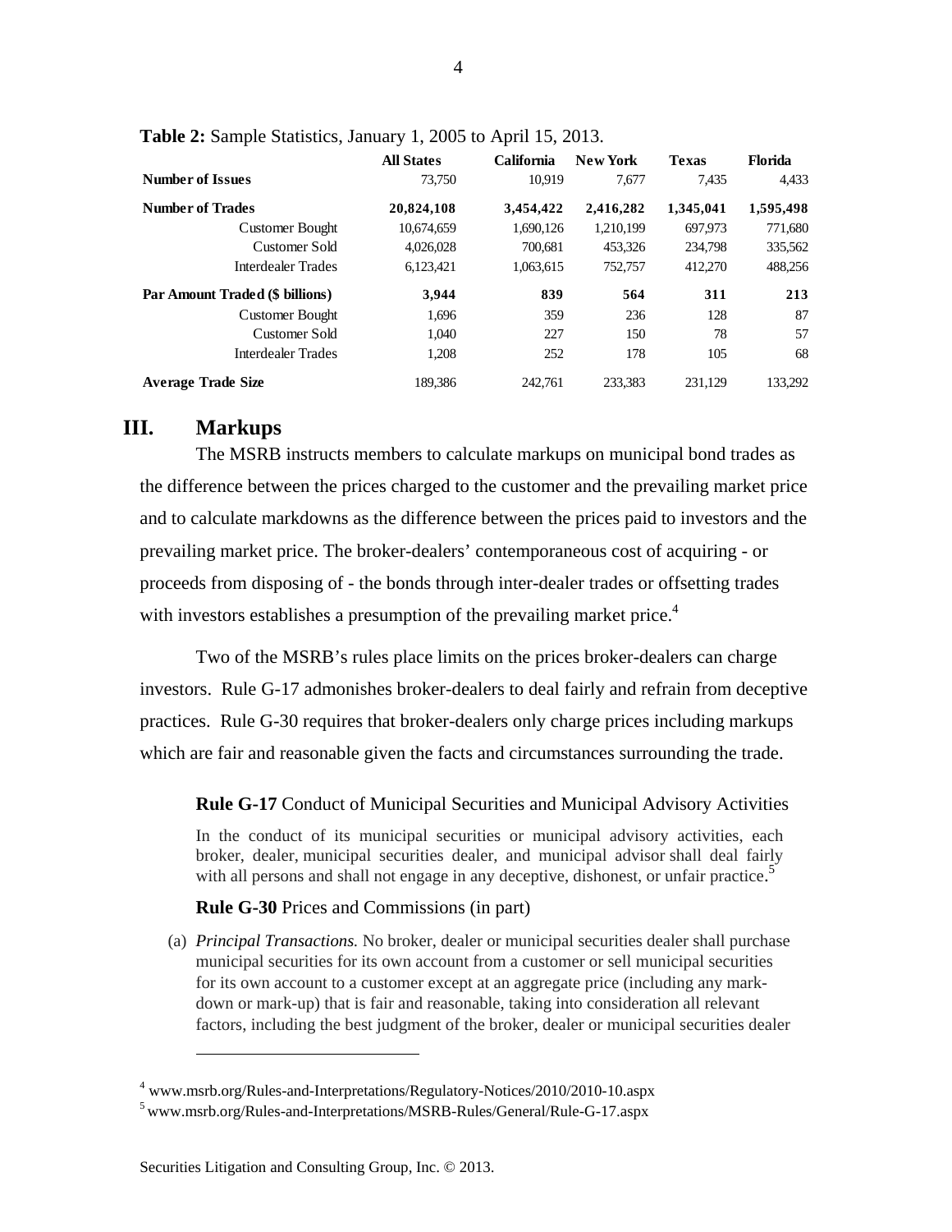**Table 2:** Sample Statistics, January 1, 2005 to April 15, 2013.

| | All States | California | New York | Texas | Florida |
|---|---|---|---|---|---|
| **Number of Issues** | 73,750 | 10,919 | 7,677 | 7,435 | 4,433 |
| **Number of Trades** | **20,824,108** | **3,454,422** | **2,416,282** | **1,345,041** | **1,595,498** |
| Customer Bought | 10,674,659 | 1,690,126 | 1,210,199 | 697,973 | 771,680 |
| Customer Sold | 4,026,028 | 700,681 | 453,326 | 234,798 | 335,562 |
| Interdealer Trades | 6,123,421 | 1,063,615 | 752,757 | 412,270 | 488,256 |
| **Par Amount Traded ($ billions)** | **3,944** | **839** | **564** | **311** | **213** |
| Customer Bought | 1,696 | 359 | 236 | 128 | 87 |
| Customer Sold | 1,040 | 227 | 150 | 78 | 57 |
| Interdealer Trades | 1,208 | 252 | 178 | 105 | 68 |
| **Average Trade Size** | 189,386 | 242,761 | 233,383 | 231,129 | 133,292 |

## III. Markups

The MSRB instructs members to calculate markups on municipal bond trades as the difference between the prices charged to the customer and the prevailing market price and to calculate markdowns as the difference between the prices paid to investors and the prevailing market price. The broker-dealers' contemporaneous cost of acquiring - or proceeds from disposing of - the bonds through inter-dealer trades or offsetting trades with investors establishes a presumption of the prevailing market price.[4]

Two of the MSRB's rules place limits on the prices broker-dealers can charge investors. Rule G-17 admonishes broker-dealers to deal fairly and refrain from deceptive practices. Rule G-30 requires that broker-dealers only charge prices including markups which are fair and reasonable given the facts and circumstances surrounding the trade.

**Rule G-17** Conduct of Municipal Securities and Municipal Advisory Activities

In the conduct of its municipal securities or municipal advisory activities, each broker, dealer, municipal securities dealer, and municipal advisor shall deal fairly with all persons and shall not engage in any deceptive, dishonest, or unfair practice.[5]

**Rule G-30** Prices and Commissions (in part)

(a) *Principal Transactions.* No broker, dealer or municipal securities dealer shall purchase municipal securities for its own account from a customer or sell municipal securities for its own account to a customer except at an aggregate price (including any mark-down or mark-up) that is fair and reasonable, taking into consideration all relevant factors, including the best judgment of the broker, dealer or municipal securities dealer

[4] www.msrb.org/Rules-and-Interpretations/Regulatory-Notices/2010/2010-10.aspx

[5] www.msrb.org/Rules-and-Interpretations/MSRB-Rules/General/Rule-G-17.aspx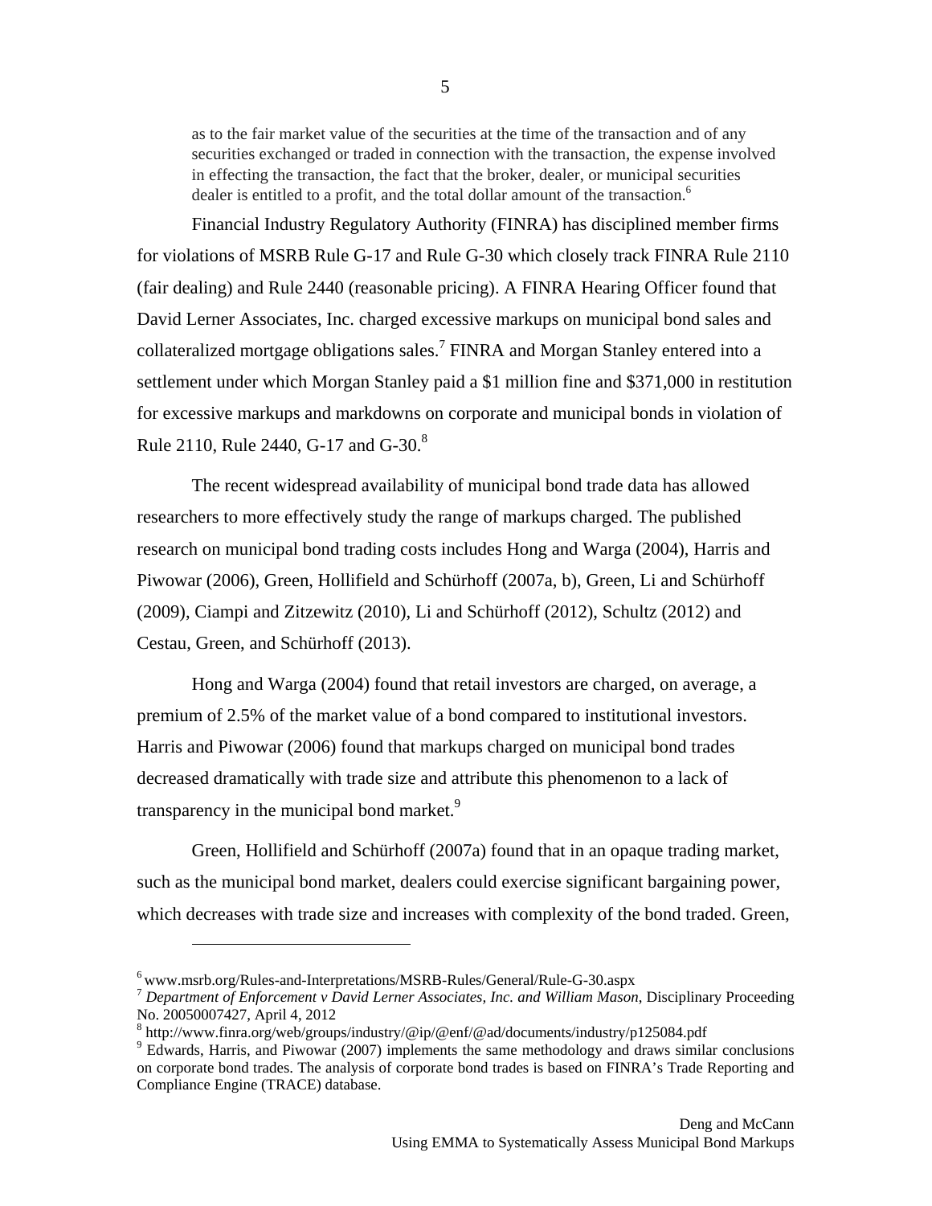> as to the fair market value of the securities at the time of the transaction and of any securities exchanged or traded in connection with the transaction, the expense involved in effecting the transaction, the fact that the broker, dealer, or municipal securities dealer is entitled to a profit, and the total dollar amount of the transaction.[6]

Financial Industry Regulatory Authority (FINRA) has disciplined member firms for violations of MSRB Rule G-17 and Rule G-30 which closely track FINRA Rule 2110 (fair dealing) and Rule 2440 (reasonable pricing). A FINRA Hearing Officer found that David Lerner Associates, Inc. charged excessive markups on municipal bond sales and collateralized mortgage obligations sales.[7] FINRA and Morgan Stanley entered into a settlement under which Morgan Stanley paid a $1 million fine and $371,000 in restitution for excessive markups and markdowns on corporate and municipal bonds in violation of Rule 2110, Rule 2440, G-17 and G-30.[8]

The recent widespread availability of municipal bond trade data has allowed researchers to more effectively study the range of markups charged. The published research on municipal bond trading costs includes Hong and Warga (2004), Harris and Piwowar (2006), Green, Hollifield and Schürhoff (2007a, b), Green, Li and Schürhoff (2009), Ciampi and Zitzewitz (2010), Li and Schürhoff (2012), Schultz (2012) and Cestau, Green, and Schürhoff (2013).

Hong and Warga (2004) found that retail investors are charged, on average, a premium of 2.5% of the market value of a bond compared to institutional investors. Harris and Piwowar (2006) found that markups charged on municipal bond trades decreased dramatically with trade size and attribute this phenomenon to a lack of transparency in the municipal bond market.[9]

Green, Hollifield and Schürhoff (2007a) found that in an opaque trading market, such as the municipal bond market, dealers could exercise significant bargaining power, which decreases with trade size and increases with complexity of the bond traded. Green,

---

[6] www.msrb.org/Rules-and-Interpretations/MSRB-Rules/General/Rule-G-30.aspx

[7] *Department of Enforcement v David Lerner Associates, Inc. and William Mason*, Disciplinary Proceeding No. 20050007427, April 4, 2012

[8] http://www.finra.org/web/groups/industry/@ip/@enf/@ad/documents/industry/p125084.pdf

[9] Edwards, Harris, and Piwowar (2007) implements the same methodology and draws similar conclusions on corporate bond trades. The analysis of corporate bond trades is based on FINRA's Trade Reporting and Compliance Engine (TRACE) database.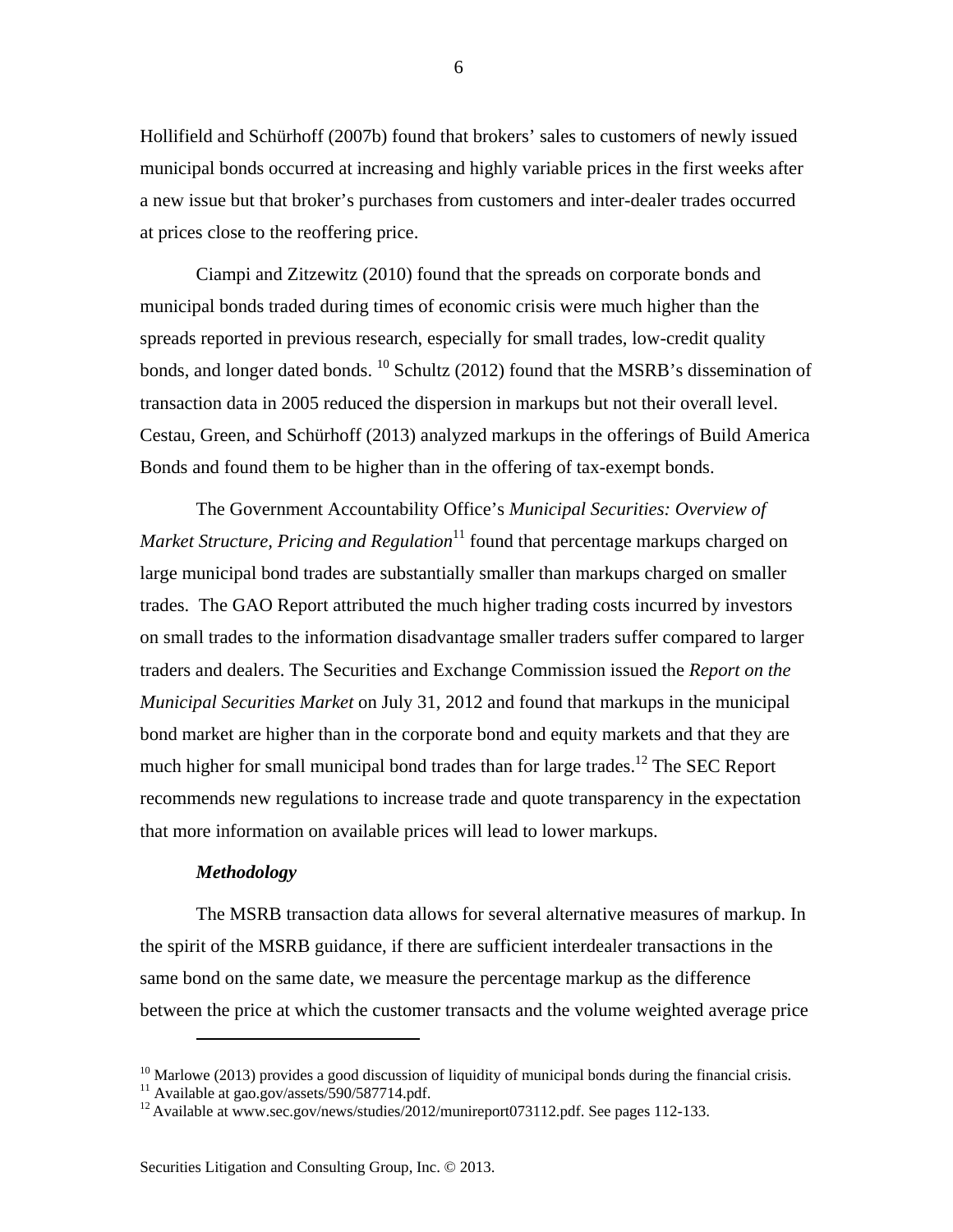Hollifield and Schürhoff (2007b) found that brokers' sales to customers of newly issued municipal bonds occurred at increasing and highly variable prices in the first weeks after a new issue but that broker's purchases from customers and inter-dealer trades occurred at prices close to the reoffering price.

Ciampi and Zitzewitz (2010) found that the spreads on corporate bonds and municipal bonds traded during times of economic crisis were much higher than the spreads reported in previous research, especially for small trades, low-credit quality bonds, and longer dated bonds. [10] Schultz (2012) found that the MSRB's dissemination of transaction data in 2005 reduced the dispersion in markups but not their overall level. Cestau, Green, and Schürhoff (2013) analyzed markups in the offerings of Build America Bonds and found them to be higher than in the offering of tax-exempt bonds.

The Government Accountability Office's *Municipal Securities: Overview of Market Structure, Pricing and Regulation*[11] found that percentage markups charged on large municipal bond trades are substantially smaller than markups charged on smaller trades. The GAO Report attributed the much higher trading costs incurred by investors on small trades to the information disadvantage smaller traders suffer compared to larger traders and dealers. The Securities and Exchange Commission issued the *Report on the Municipal Securities Market* on July 31, 2012 and found that markups in the municipal bond market are higher than in the corporate bond and equity markets and that they are much higher for small municipal bond trades than for large trades.[12] The SEC Report recommends new regulations to increase trade and quote transparency in the expectation that more information on available prices will lead to lower markups.

***Methodology***

The MSRB transaction data allows for several alternative measures of markup. In the spirit of the MSRB guidance, if there are sufficient interdealer transactions in the same bond on the same date, we measure the percentage markup as the difference between the price at which the customer transacts and the volume weighted average price

---

[10] Marlowe (2013) provides a good discussion of liquidity of municipal bonds during the financial crisis.

[11] Available at gao.gov/assets/590/587714.pdf.

[12] Available at www.sec.gov/news/studies/2012/munireport073112.pdf. See pages 112-133.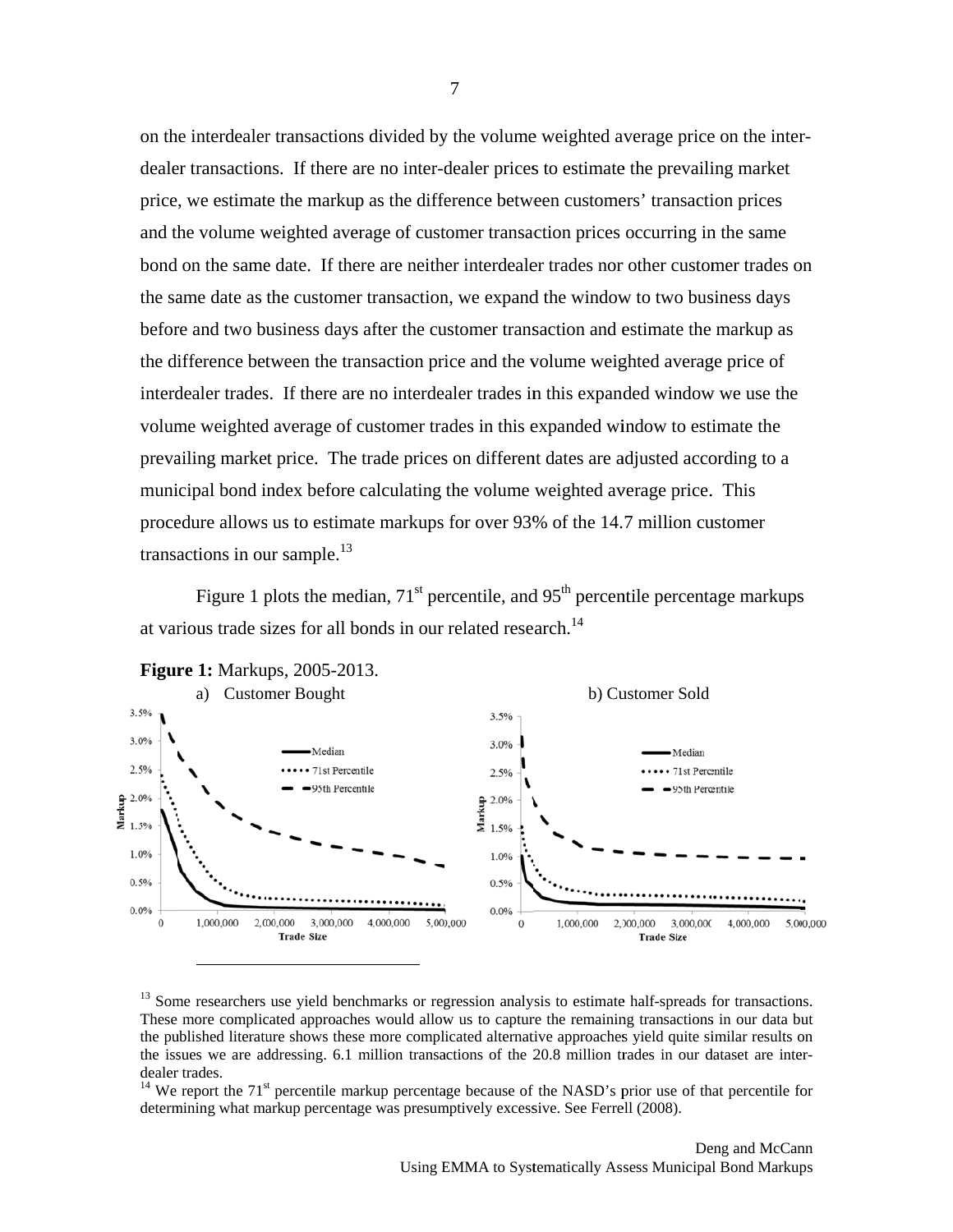on the interdealer transactions divided by the volume weighted average price on the inter-dealer transactions. If there are no inter-dealer prices to estimate the prevailing market price, we estimate the markup as the difference between customers' transaction prices and the volume weighted average of customer transaction prices occurring in the same bond on the same date. If there are neither interdealer trades nor other customer trades on the same date as the customer transaction, we expand the window to two business days before and two business days after the customer transaction and estimate the markup as the difference between the transaction price and the volume weighted average price of interdealer trades. If there are no interdealer trades in this expanded window we use the volume weighted average of customer trades in this expanded window to estimate the prevailing market price. The trade prices on different dates are adjusted according to a municipal bond index before calculating the volume weighted average price. This procedure allows us to estimate markups for over 93% of the 14.7 million customer transactions in our sample.[13]

Figure 1 plots the median, 71[st] percentile, and 95[th] percentile percentage markups at various trade sizes for all bonds in our related research.[14]

**Figure 1:** Markups, 2005-2013.

a) Customer Bought

b) Customer Sold

[13] Some researchers use yield benchmarks or regression analysis to estimate half-spreads for transactions. These more complicated approaches would allow us to capture the remaining transactions in our data but the published literature shows these more complicated alternative approaches yield quite similar results on the issues we are addressing. 6.1 million transactions of the 20.8 million trades in our dataset are inter-dealer trades.

[14] We report the 71[st] percentile markup percentage because of the NASD's prior use of that percentile for determining what markup percentage was presumptively excessive. See Ferrell (2008).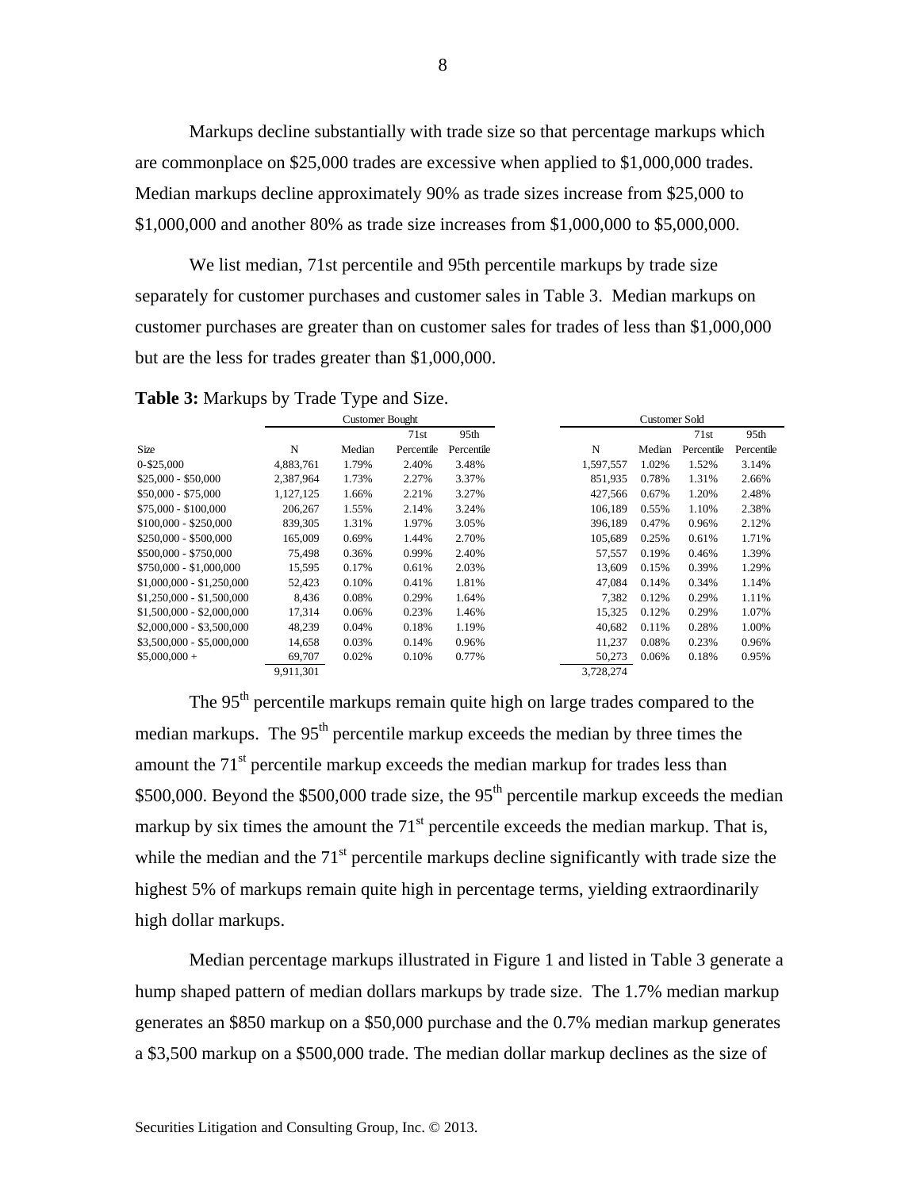Markups decline substantially with trade size so that percentage markups which are commonplace on \$25,000 trades are excessive when applied to \$1,000,000 trades. Median markups decline approximately 90% as trade sizes increase from \$25,000 to \$1,000,000 and another 80% as trade size increases from \$1,000,000 to \$5,000,000.

We list median, 71st percentile and 95th percentile markups by trade size separately for customer purchases and customer sales in Table 3. Median markups on customer purchases are greater than on customer sales for trades of less than \$1,000,000 but are the less for trades greater than \$1,000,000.

**Table 3:** Markups by Trade Type and Size.

| | Customer Bought | | | | Customer Sold | | | |
|---|---|---|---|---|---|---|---|---|
| Size | N | Median | 71st Percentile | 95th Percentile | N | Median | 71st Percentile | 95th Percentile |
| 0-\$25,000 | 4,883,761 | 1.79% | 2.40% | 3.48% | 1,597,557 | 1.02% | 1.52% | 3.14% |
| \$25,000 - \$50,000 | 2,387,964 | 1.73% | 2.27% | 3.37% | 851,935 | 0.78% | 1.31% | 2.66% |
| \$50,000 - \$75,000 | 1,127,125 | 1.66% | 2.21% | 3.27% | 427,566 | 0.67% | 1.20% | 2.48% |
| \$75,000 - \$100,000 | 206,267 | 1.55% | 2.14% | 3.24% | 106,189 | 0.55% | 1.10% | 2.38% |
| \$100,000 - \$250,000 | 839,305 | 1.31% | 1.97% | 3.05% | 396,189 | 0.47% | 0.96% | 2.12% |
| \$250,000 - \$500,000 | 165,009 | 0.69% | 1.44% | 2.70% | 105,689 | 0.25% | 0.61% | 1.71% |
| \$500,000 - \$750,000 | 75,498 | 0.36% | 0.99% | 2.40% | 57,557 | 0.19% | 0.46% | 1.39% |
| \$750,000 - \$1,000,000 | 15,595 | 0.17% | 0.61% | 2.03% | 13,609 | 0.15% | 0.39% | 1.29% |
| \$1,000,000 - \$1,250,000 | 52,423 | 0.10% | 0.41% | 1.81% | 47,084 | 0.14% | 0.34% | 1.14% |
| \$1,250,000 - \$1,500,000 | 8,436 | 0.08% | 0.29% | 1.64% | 7,382 | 0.12% | 0.29% | 1.11% |
| \$1,500,000 - \$2,000,000 | 17,314 | 0.06% | 0.23% | 1.46% | 15,325 | 0.12% | 0.29% | 1.07% |
| \$2,000,000 - \$3,500,000 | 48,239 | 0.04% | 0.18% | 1.19% | 40,682 | 0.11% | 0.28% | 1.00% |
| \$3,500,000 - \$5,000,000 | 14,658 | 0.03% | 0.14% | 0.96% | 11,237 | 0.08% | 0.23% | 0.96% |
| \$5,000,000 + | 69,707 | 0.02% | 0.10% | 0.77% | 50,273 | 0.06% | 0.18% | 0.95% |
| | 9,911,301 | | | | 3,728,274 | | | |

The 95th percentile markups remain quite high on large trades compared to the median markups. The 95th percentile markup exceeds the median by three times the amount the 71st percentile markup exceeds the median markup for trades less than \$500,000. Beyond the \$500,000 trade size, the 95th percentile markup exceeds the median markup by six times the amount the 71st percentile exceeds the median markup. That is, while the median and the 71st percentile markups decline significantly with trade size the highest 5% of markups remain quite high in percentage terms, yielding extraordinarily high dollar markups.

Median percentage markups illustrated in Figure 1 and listed in Table 3 generate a hump shaped pattern of median dollars markups by trade size. The 1.7% median markup generates an \$850 markup on a \$50,000 purchase and the 0.7% median markup generates a \$3,500 markup on a \$500,000 trade. The median dollar markup declines as the size of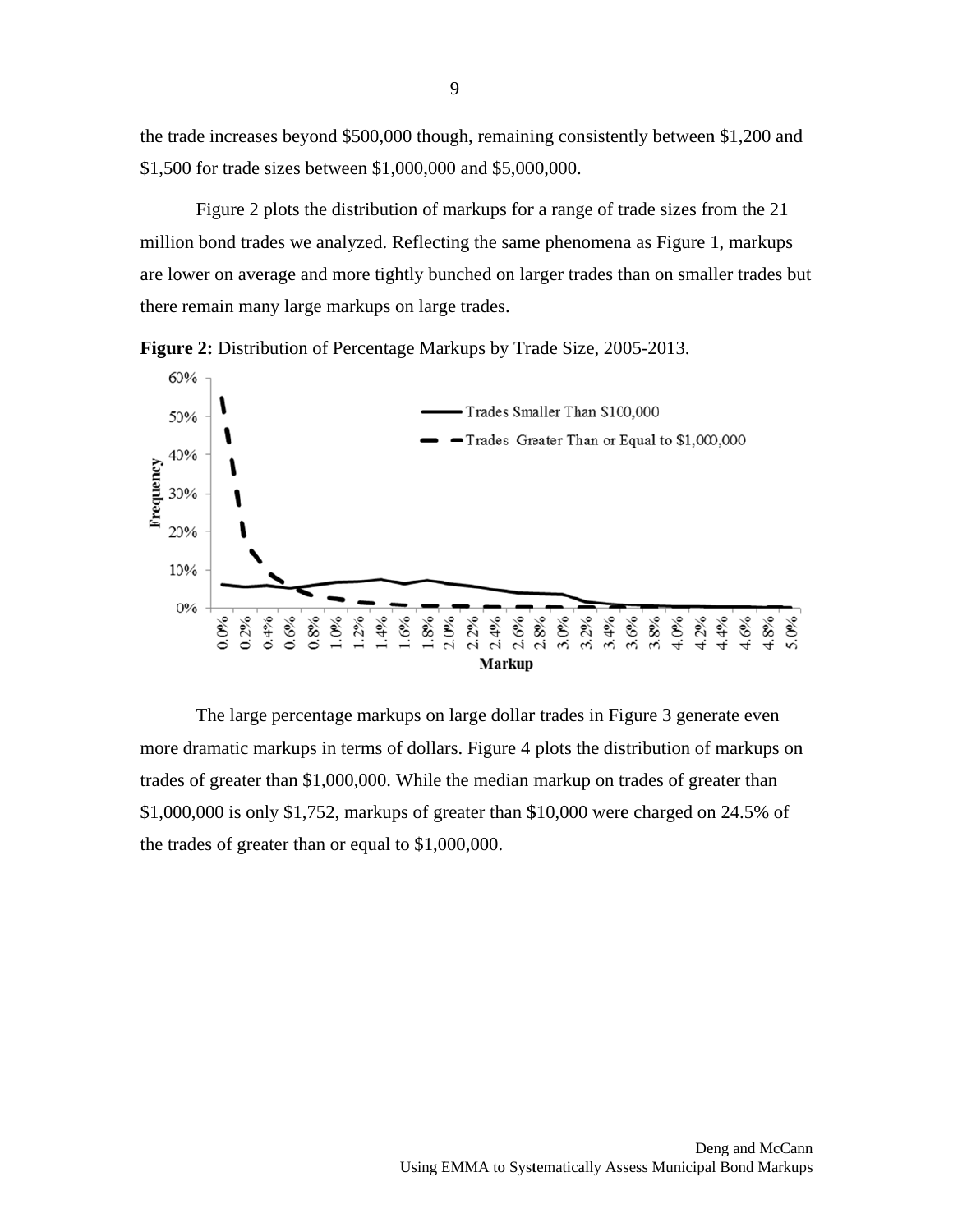the trade increases beyond $500,000 though, remaining consistently between $1,200 and $1,500 for trade sizes between $1,000,000 and $5,000,000.

Figure 2 plots the distribution of markups for a range of trade sizes from the 21 million bond trades we analyzed. Reflecting the same phenomena as Figure 1, markups are lower on average and more tightly bunched on larger trades than on smaller trades but there remain many large markups on large trades.

**Figure 2:** Distribution of Percentage Markups by Trade Size, 2005-2013.

The large percentage markups on large dollar trades in Figure 3 generate even more dramatic markups in terms of dollars. Figure 4 plots the distribution of markups on trades of greater than $1,000,000. While the median markup on trades of greater than $1,000,000 is only $1,752, markups of greater than $10,000 were charged on 24.5% of the trades of greater than or equal to $1,000,000.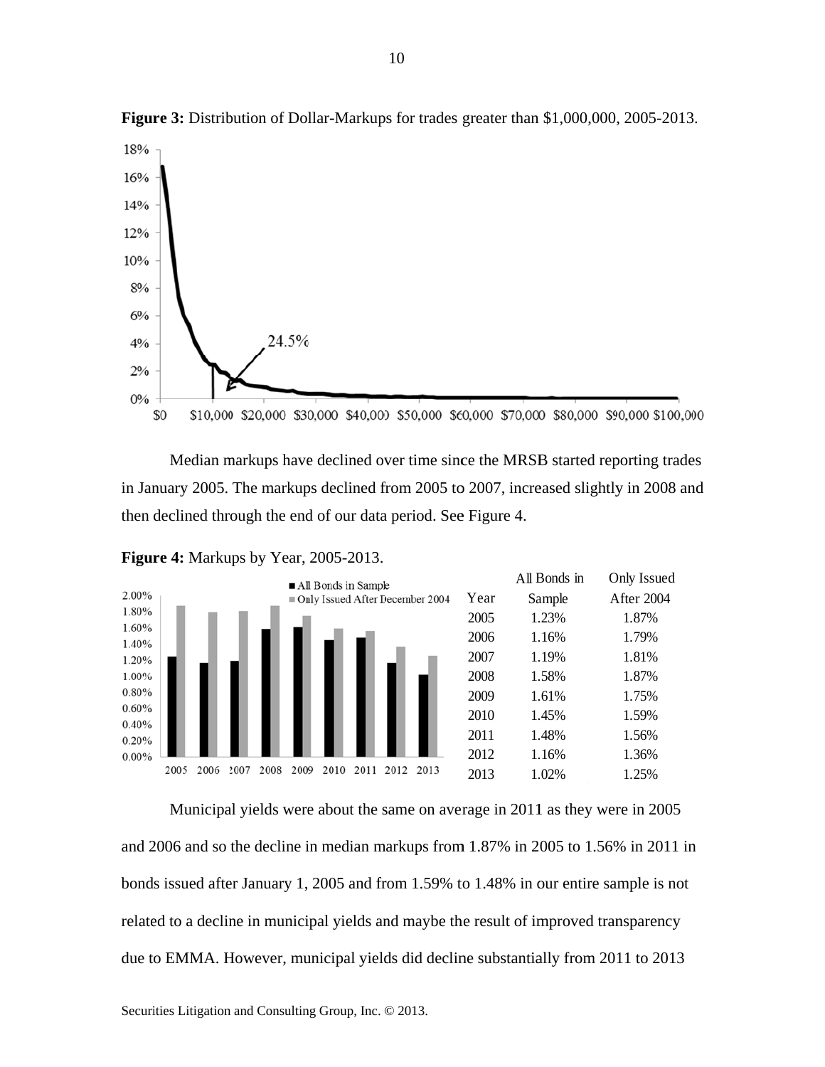**Figure 3:** Distribution of Dollar-Markups for trades greater than $1,000,000, 2005-2013.

Median markups have declined over time since the MRSB started reporting trades in January 2005. The markups declined from 2005 to 2007, increased slightly in 2008 and then declined through the end of our data period. See Figure 4.

**Figure 4:** Markups by Year, 2005-2013.

| Year | All Bonds in Sample | Only Issued After 2004 |
|---|---|---|
| 2005 | 1.23% | 1.87% |
| 2006 | 1.16% | 1.79% |
| 2007 | 1.19% | 1.81% |
| 2008 | 1.58% | 1.87% |
| 2009 | 1.61% | 1.75% |
| 2010 | 1.45% | 1.59% |
| 2011 | 1.48% | 1.56% |
| 2012 | 1.16% | 1.36% |
| 2013 | 1.02% | 1.25% |

Municipal yields were about the same on average in 2011 as they were in 2005 and 2006 and so the decline in median markups from 1.87% in 2005 to 1.56% in 2011 in bonds issued after January 1, 2005 and from 1.59% to 1.48% in our entire sample is not related to a decline in municipal yields and maybe the result of improved transparency due to EMMA. However, municipal yields did decline substantially from 2011 to 2013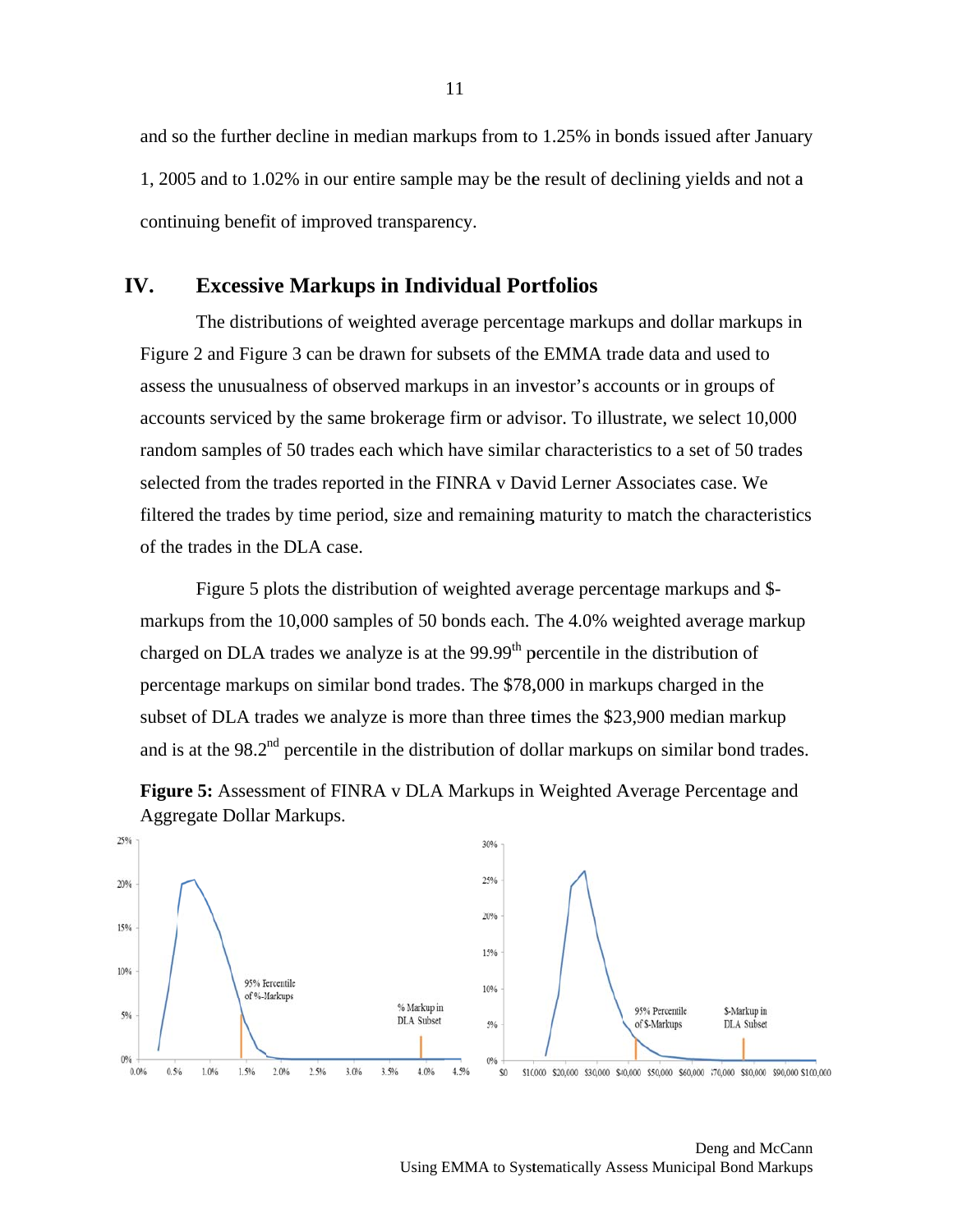and so the further decline in median markups from to 1.25% in bonds issued after January 1, 2005 and to 1.02% in our entire sample may be the result of declining yields and not a continuing benefit of improved transparency.

## IV. Excessive Markups in Individual Portfolios

The distributions of weighted average percentage markups and dollar markups in Figure 2 and Figure 3 can be drawn for subsets of the EMMA trade data and used to assess the unusualness of observed markups in an investor's accounts or in groups of accounts serviced by the same brokerage firm or advisor. To illustrate, we select 10,000 random samples of 50 trades each which have similar characteristics to a set of 50 trades selected from the trades reported in the FINRA v David Lerner Associates case. We filtered the trades by time period, size and remaining maturity to match the characteristics of the trades in the DLA case.

Figure 5 plots the distribution of weighted average percentage markups and $-markups from the 10,000 samples of 50 bonds each. The 4.0% weighted average markup charged on DLA trades we analyze is at the 99.99th percentile in the distribution of percentage markups on similar bond trades. The $78,000 in markups charged in the subset of DLA trades we analyze is more than three times the $23,900 median markup and is at the 98.2nd percentile in the distribution of dollar markups on similar bond trades.

**Figure 5:** Assessment of FINRA v DLA Markups in Weighted Average Percentage and Aggregate Dollar Markups.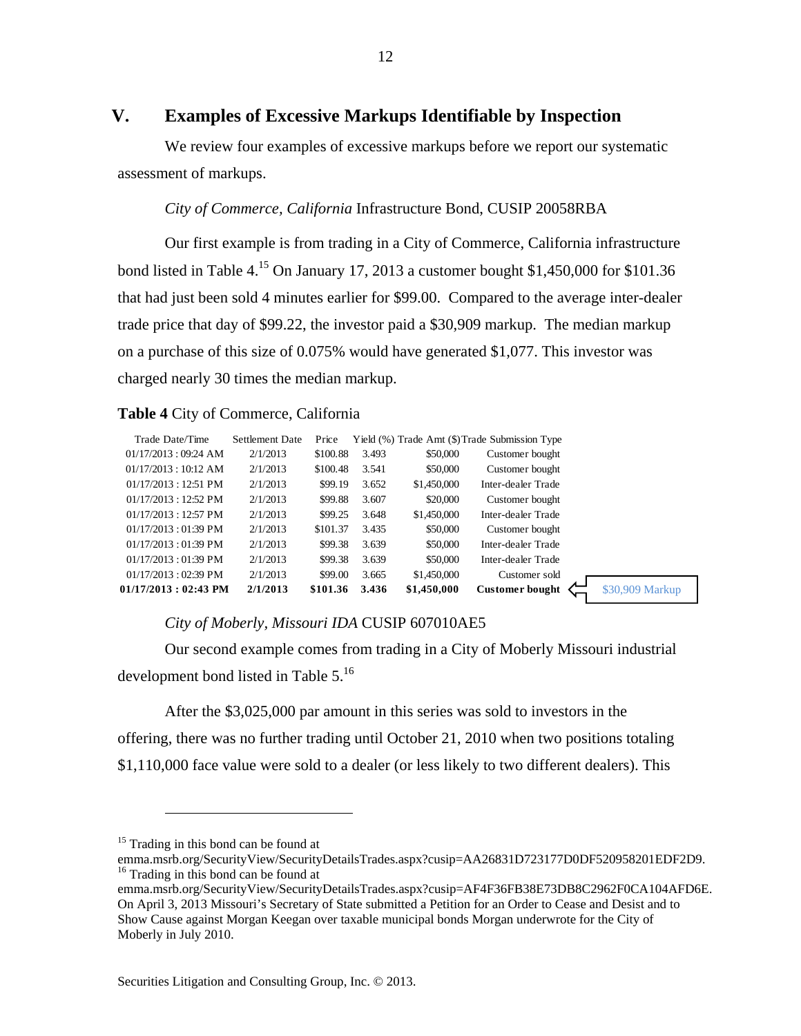## V. Examples of Excessive Markups Identifiable by Inspection

We review four examples of excessive markups before we report our systematic assessment of markups.

*City of Commerce, California* Infrastructure Bond, CUSIP 20058RBA

Our first example is from trading in a City of Commerce, California infrastructure bond listed in Table 4.[15] On January 17, 2013 a customer bought $1,450,000 for $101.36 that had just been sold 4 minutes earlier for $99.00. Compared to the average inter-dealer trade price that day of $99.22, the investor paid a $30,909 markup. The median markup on a purchase of this size of 0.075% would have generated $1,077. This investor was charged nearly 30 times the median markup.

**Table 4** City of Commerce, California

| Trade Date/Time | Settlement Date | Price | Yield (%) | Trade Amt ($) | Trade Submission Type | |
|---|---|---|---|---|---|---|
| 01/17/2013 : 09:24 AM | 2/1/2013 | $100.88 | 3.493 | $50,000 | Customer bought | |
| 01/17/2013 : 10:12 AM | 2/1/2013 | $100.48 | 3.541 | $50,000 | Customer bought | |
| 01/17/2013 : 12:51 PM | 2/1/2013 | $99.19 | 3.652 | $1,450,000 | Inter-dealer Trade | |
| 01/17/2013 : 12:52 PM | 2/1/2013 | $99.88 | 3.607 | $20,000 | Customer bought | |
| 01/17/2013 : 12:57 PM | 2/1/2013 | $99.25 | 3.648 | $1,450,000 | Inter-dealer Trade | |
| 01/17/2013 : 01:39 PM | 2/1/2013 | $101.37 | 3.435 | $50,000 | Customer bought | |
| 01/17/2013 : 01:39 PM | 2/1/2013 | $99.38 | 3.639 | $50,000 | Inter-dealer Trade | |
| 01/17/2013 : 01:39 PM | 2/1/2013 | $99.38 | 3.639 | $50,000 | Inter-dealer Trade | |
| 01/17/2013 : 02:39 PM | 2/1/2013 | $99.00 | 3.665 | $1,450,000 | Customer sold | |
| **01/17/2013 : 02:43 PM** | **2/1/2013** | **$101.36** | **3.436** | **$1,450,000** | **Customer bought** | $30,909 Markup |

*City of Moberly, Missouri IDA* CUSIP 607010AE5

Our second example comes from trading in a City of Moberly Missouri industrial development bond listed in Table 5.[16]

After the $3,025,000 par amount in this series was sold to investors in the offering, there was no further trading until October 21, 2010 when two positions totaling $1,110,000 face value were sold to a dealer (or less likely to two different dealers). This

---

[15] Trading in this bond can be found at emma.msrb.org/SecurityView/SecurityDetailsTrades.aspx?cusip=AA26831D723177D0DF520958201EDF2D9.

[16] Trading in this bond can be found at emma.msrb.org/SecurityView/SecurityDetailsTrades.aspx?cusip=AF4F36FB38E73DB8C2962F0CA104AFD6E. On April 3, 2013 Missouri's Secretary of State submitted a Petition for an Order to Cease and Desist and to Show Cause against Morgan Keegan over taxable municipal bonds Morgan underwrote for the City of Moberly in July 2010.

Securities Litigation and Consulting Group, Inc. © 2013.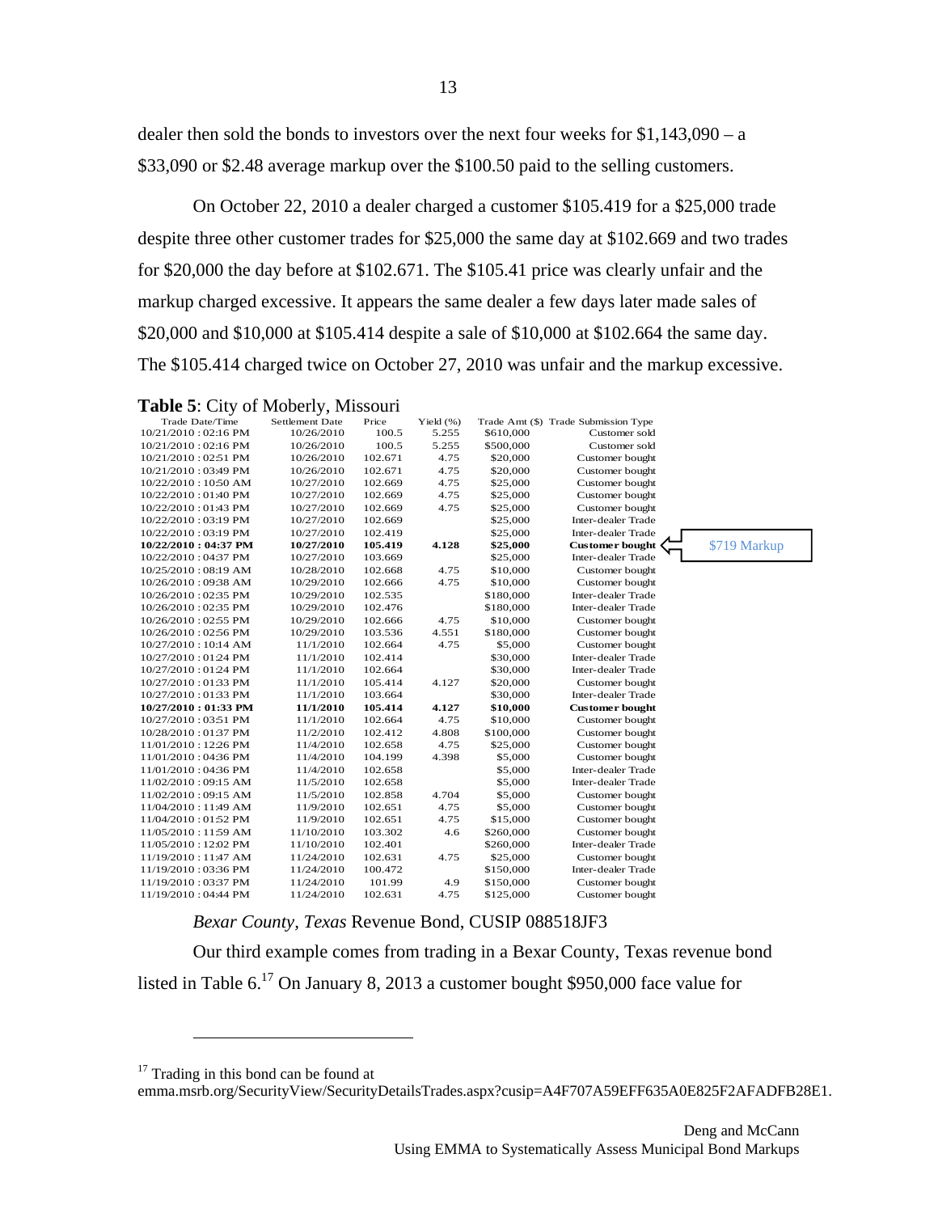dealer then sold the bonds to investors over the next four weeks for $1,143,090 – a $33,090 or $2.48 average markup over the $100.50 paid to the selling customers.

On October 22, 2010 a dealer charged a customer $105.419 for a $25,000 trade despite three other customer trades for $25,000 the same day at $102.669 and two trades for $20,000 the day before at $102.671. The $105.41 price was clearly unfair and the markup charged excessive. It appears the same dealer a few days later made sales of $20,000 and $10,000 at $105.414 despite a sale of $10,000 at $102.664 the same day. The $105.414 charged twice on October 27, 2010 was unfair and the markup excessive.

**Table 5**: City of Moberly, Missouri

| Trade Date/Time | Settlement Date | Price | Yield (%) | Trade Amt ($) | Trade Submission Type | |
|---|---|---|---|---|---|---|
| 10/21/2010 : 02:16 PM | 10/26/2010 | 100.5 | 5.255 | $610,000 | Customer sold | |
| 10/21/2010 : 02:16 PM | 10/26/2010 | 100.5 | 5.255 | $500,000 | Customer sold | |
| 10/21/2010 : 02:51 PM | 10/26/2010 | 102.671 | 4.75 | $20,000 | Customer bought | |
| 10/21/2010 : 03:49 PM | 10/26/2010 | 102.671 | 4.75 | $20,000 | Customer bought | |
| 10/22/2010 : 10:50 AM | 10/27/2010 | 102.669 | 4.75 | $25,000 | Customer bought | |
| 10/22/2010 : 01:40 PM | 10/27/2010 | 102.669 | 4.75 | $25,000 | Customer bought | |
| 10/22/2010 : 01:43 PM | 10/27/2010 | 102.669 | 4.75 | $25,000 | Customer bought | |
| 10/22/2010 : 03:19 PM | 10/27/2010 | 102.669 | | $25,000 | Inter-dealer Trade | |
| 10/22/2010 : 03:19 PM | 10/27/2010 | 102.419 | | $25,000 | Inter-dealer Trade | |
| **10/22/2010 : 04:37 PM** | **10/27/2010** | **105.419** | **4.128** | **$25,000** | **Customer bought** | $719 Markup |
| 10/22/2010 : 04:37 PM | 10/27/2010 | 103.669 | | $25,000 | Inter-dealer Trade | |
| 10/25/2010 : 08:19 AM | 10/28/2010 | 102.668 | 4.75 | $10,000 | Customer bought | |
| 10/26/2010 : 09:38 AM | 10/29/2010 | 102.666 | 4.75 | $10,000 | Customer bought | |
| 10/26/2010 : 02:35 PM | 10/29/2010 | 102.535 | | $180,000 | Inter-dealer Trade | |
| 10/26/2010 : 02:35 PM | 10/29/2010 | 102.476 | | $180,000 | Inter-dealer Trade | |
| 10/26/2010 : 02:55 PM | 10/29/2010 | 102.666 | 4.75 | $10,000 | Customer bought | |
| 10/26/2010 : 02:56 PM | 10/29/2010 | 103.536 | 4.551 | $180,000 | Customer bought | |
| 10/27/2010 : 10:14 AM | 11/1/2010 | 102.664 | 4.75 | $5,000 | Customer bought | |
| 10/27/2010 : 01:24 PM | 11/1/2010 | 102.414 | | $30,000 | Inter-dealer Trade | |
| 10/27/2010 : 01:24 PM | 11/1/2010 | 102.664 | | $30,000 | Inter-dealer Trade | |
| 10/27/2010 : 01:33 PM | 11/1/2010 | 105.414 | 4.127 | $20,000 | Customer bought | |
| 10/27/2010 : 01:33 PM | 11/1/2010 | 103.664 | | $30,000 | Inter-dealer Trade | |
| **10/27/2010 : 01:33 PM** | **11/1/2010** | **105.414** | **4.127** | **$10,000** | **Customer bought** | |
| 10/27/2010 : 03:51 PM | 11/1/2010 | 102.664 | 4.75 | $10,000 | Customer bought | |
| 10/28/2010 : 01:37 PM | 11/2/2010 | 102.412 | 4.808 | $100,000 | Customer bought | |
| 11/01/2010 : 12:26 PM | 11/4/2010 | 102.658 | 4.75 | $25,000 | Customer bought | |
| 11/01/2010 : 04:36 PM | 11/4/2010 | 104.199 | 4.398 | $5,000 | Customer bought | |
| 11/01/2010 : 04:36 PM | 11/4/2010 | 102.658 | | $5,000 | Inter-dealer Trade | |
| 11/02/2010 : 09:15 AM | 11/5/2010 | 102.658 | | $5,000 | Inter-dealer Trade | |
| 11/02/2010 : 09:15 AM | 11/5/2010 | 102.858 | 4.704 | $5,000 | Customer bought | |
| 11/04/2010 : 11:49 AM | 11/9/2010 | 102.651 | 4.75 | $5,000 | Customer bought | |
| 11/04/2010 : 01:52 PM | 11/9/2010 | 102.651 | 4.75 | $15,000 | Customer bought | |
| 11/05/2010 : 11:59 AM | 11/10/2010 | 103.302 | 4.6 | $260,000 | Customer bought | |
| 11/05/2010 : 12:02 PM | 11/10/2010 | 102.401 | | $260,000 | Inter-dealer Trade | |
| 11/19/2010 : 11:47 AM | 11/24/2010 | 102.631 | 4.75 | $25,000 | Customer bought | |
| 11/19/2010 : 03:36 PM | 11/24/2010 | 100.472 | | $150,000 | Inter-dealer Trade | |
| 11/19/2010 : 03:37 PM | 11/24/2010 | 101.99 | 4.9 | $150,000 | Customer bought | |
| 11/19/2010 : 04:44 PM | 11/24/2010 | 102.631 | 4.75 | $125,000 | Customer bought | |

*Bexar County, Texas* Revenue Bond, CUSIP 088518JF3

Our third example comes from trading in a Bexar County, Texas revenue bond listed in Table 6.[17] On January 8, 2013 a customer bought $950,000 face value for

[17] Trading in this bond can be found at emma.msrb.org/SecurityView/SecurityDetailsTrades.aspx?cusip=A4F707A59EFF635A0E825F2AFADFB28E1.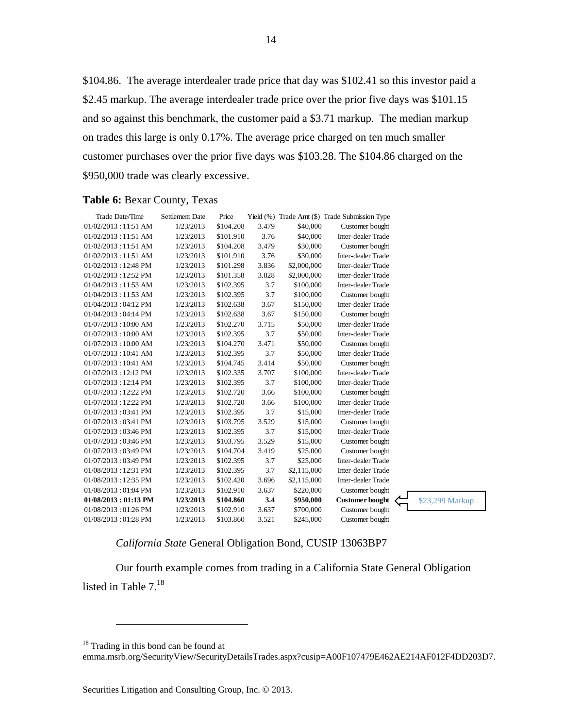$104.86. The average interdealer trade price that day was $102.41 so this investor paid a $2.45 markup. The average interdealer trade price over the prior five days was $101.15 and so against this benchmark, the customer paid a $3.71 markup. The median markup on trades this large is only 0.17%. The average price charged on ten much smaller customer purchases over the prior five days was $103.28. The $104.86 charged on the $950,000 trade was clearly excessive.

**Table 6:** Bexar County, Texas

| Trade Date/Time | Settlement Date | Price | Yield (%) | Trade Amt ($) | Trade Submission Type | |
|---|---|---|---|---|---|---|
| 01/02/2013 : 11:51 AM | 1/23/2013 | $104.208 | 3.479 | $40,000 | Customer bought | |
| 01/02/2013 : 11:51 AM | 1/23/2013 | $101.910 | 3.76 | $40,000 | Inter-dealer Trade | |
| 01/02/2013 : 11:51 AM | 1/23/2013 | $104.208 | 3.479 | $30,000 | Customer bought | |
| 01/02/2013 : 11:51 AM | 1/23/2013 | $101.910 | 3.76 | $30,000 | Inter-dealer Trade | |
| 01/02/2013 : 12:48 PM | 1/23/2013 | $101.298 | 3.836 | $2,000,000 | Inter-dealer Trade | |
| 01/02/2013 : 12:52 PM | 1/23/2013 | $101.358 | 3.828 | $2,000,000 | Inter-dealer Trade | |
| 01/04/2013 : 11:53 AM | 1/23/2013 | $102.395 | 3.7 | $100,000 | Inter-dealer Trade | |
| 01/04/2013 : 11:53 AM | 1/23/2013 | $102.395 | 3.7 | $100,000 | Customer bought | |
| 01/04/2013 : 04:12 PM | 1/23/2013 | $102.638 | 3.67 | $150,000 | Inter-dealer Trade | |
| 01/04/2013 : 04:14 PM | 1/23/2013 | $102.638 | 3.67 | $150,000 | Customer bought | |
| 01/07/2013 : 10:00 AM | 1/23/2013 | $102.270 | 3.715 | $50,000 | Inter-dealer Trade | |
| 01/07/2013 : 10:00 AM | 1/23/2013 | $102.395 | 3.7 | $50,000 | Inter-dealer Trade | |
| 01/07/2013 : 10:00 AM | 1/23/2013 | $104.270 | 3.471 | $50,000 | Customer bought | |
| 01/07/2013 : 10:41 AM | 1/23/2013 | $102.395 | 3.7 | $50,000 | Inter-dealer Trade | |
| 01/07/2013 : 10:41 AM | 1/23/2013 | $104.745 | 3.414 | $50,000 | Customer bought | |
| 01/07/2013 : 12:12 PM | 1/23/2013 | $102.335 | 3.707 | $100,000 | Inter-dealer Trade | |
| 01/07/2013 : 12:14 PM | 1/23/2013 | $102.395 | 3.7 | $100,000 | Inter-dealer Trade | |
| 01/07/2013 : 12:22 PM | 1/23/2013 | $102.720 | 3.66 | $100,000 | Customer bought | |
| 01/07/2013 : 12:22 PM | 1/23/2013 | $102.720 | 3.66 | $100,000 | Inter-dealer Trade | |
| 01/07/2013 : 03:41 PM | 1/23/2013 | $102.395 | 3.7 | $15,000 | Inter-dealer Trade | |
| 01/07/2013 : 03:41 PM | 1/23/2013 | $103.795 | 3.529 | $15,000 | Customer bought | |
| 01/07/2013 : 03:46 PM | 1/23/2013 | $102.395 | 3.7 | $15,000 | Inter-dealer Trade | |
| 01/07/2013 : 03:46 PM | 1/23/2013 | $103.795 | 3.529 | $15,000 | Customer bought | |
| 01/07/2013 : 03:49 PM | 1/23/2013 | $104.704 | 3.419 | $25,000 | Customer bought | |
| 01/07/2013 : 03:49 PM | 1/23/2013 | $102.395 | 3.7 | $25,000 | Inter-dealer Trade | |
| 01/08/2013 : 12:31 PM | 1/23/2013 | $102.395 | 3.7 | $2,115,000 | Inter-dealer Trade | |
| 01/08/2013 : 12:35 PM | 1/23/2013 | $102.420 | 3.696 | $2,115,000 | Inter-dealer Trade | |
| 01/08/2013 : 01:04 PM | 1/23/2013 | $102.910 | 3.637 | $220,000 | Customer bought | |
| **01/08/2013 : 01:13 PM** | **1/23/2013** | **$104.860** | **3.4** | **$950,000** | **Customer bought** | ⇐ $23,299 Markup |
| 01/08/2013 : 01:26 PM | 1/23/2013 | $102.910 | 3.637 | $700,000 | Customer bought | |
| 01/08/2013 : 01:28 PM | 1/23/2013 | $103.860 | 3.521 | $245,000 | Customer bought | |

*California State* General Obligation Bond, CUSIP 13063BP7

Our fourth example comes from trading in a California State General Obligation listed in Table 7.[18]

[18] Trading in this bond can be found at emma.msrb.org/SecurityView/SecurityDetailsTrades.aspx?cusip=A00F107479E462AE214AF012F4DD203D7.

Securities Litigation and Consulting Group, Inc. © 2013.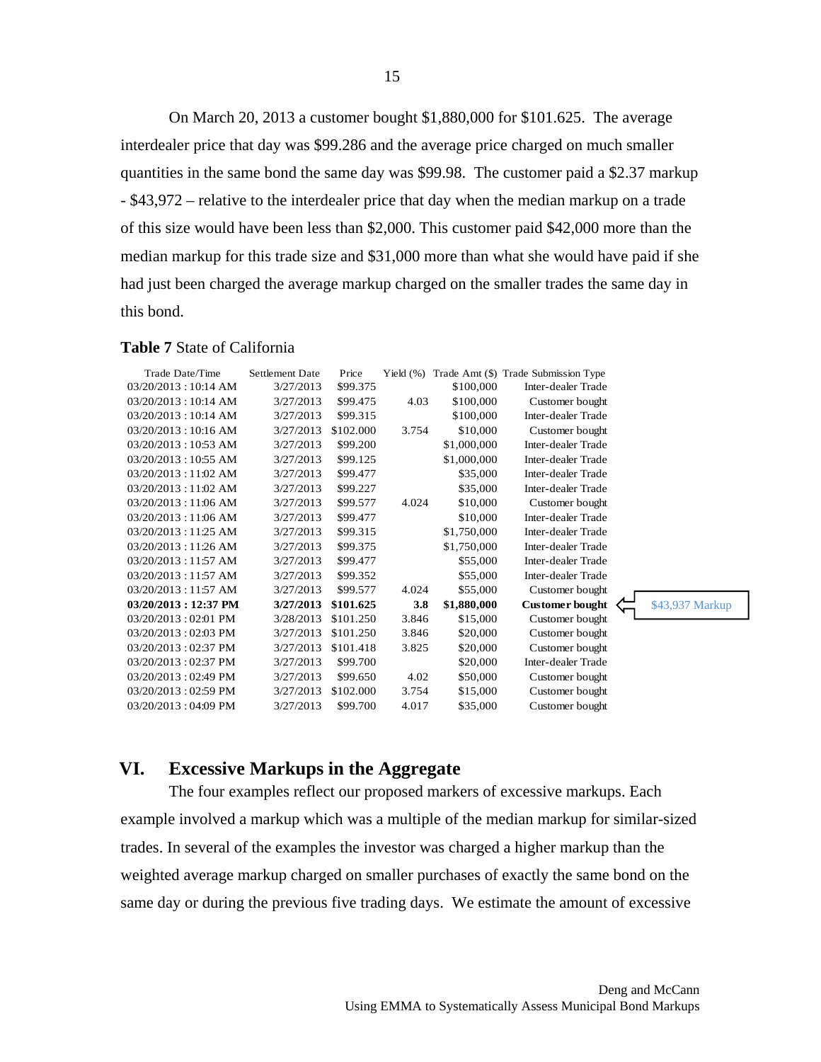On March 20, 2013 a customer bought $1,880,000 for $101.625. The average interdealer price that day was $99.286 and the average price charged on much smaller quantities in the same bond the same day was $99.98. The customer paid a $2.37 markup - $43,972 – relative to the interdealer price that day when the median markup on a trade of this size would have been less than $2,000. This customer paid $42,000 more than the median markup for this trade size and $31,000 more than what she would have paid if she had just been charged the average markup charged on the smaller trades the same day in this bond.

**Table 7** State of California

| Trade Date/Time | Settlement Date | Price | Yield (%) | Trade Amt ($) | Trade Submission Type | |
|---|---|---|---|---|---|---|
| 03/20/2013 : 10:14 AM | 3/27/2013 | $99.375 | | $100,000 | Inter-dealer Trade | |
| 03/20/2013 : 10:14 AM | 3/27/2013 | $99.475 | 4.03 | $100,000 | Customer bought | |
| 03/20/2013 : 10:14 AM | 3/27/2013 | $99.315 | | $100,000 | Inter-dealer Trade | |
| 03/20/2013 : 10:16 AM | 3/27/2013 | $102.000 | 3.754 | $10,000 | Customer bought | |
| 03/20/2013 : 10:53 AM | 3/27/2013 | $99.200 | | $1,000,000 | Inter-dealer Trade | |
| 03/20/2013 : 10:55 AM | 3/27/2013 | $99.125 | | $1,000,000 | Inter-dealer Trade | |
| 03/20/2013 : 11:02 AM | 3/27/2013 | $99.477 | | $35,000 | Inter-dealer Trade | |
| 03/20/2013 : 11:02 AM | 3/27/2013 | $99.227 | | $35,000 | Inter-dealer Trade | |
| 03/20/2013 : 11:06 AM | 3/27/2013 | $99.577 | 4.024 | $10,000 | Customer bought | |
| 03/20/2013 : 11:06 AM | 3/27/2013 | $99.477 | | $10,000 | Inter-dealer Trade | |
| 03/20/2013 : 11:25 AM | 3/27/2013 | $99.315 | | $1,750,000 | Inter-dealer Trade | |
| 03/20/2013 : 11:26 AM | 3/27/2013 | $99.375 | | $1,750,000 | Inter-dealer Trade | |
| 03/20/2013 : 11:57 AM | 3/27/2013 | $99.477 | | $55,000 | Inter-dealer Trade | |
| 03/20/2013 : 11:57 AM | 3/27/2013 | $99.352 | | $55,000 | Inter-dealer Trade | |
| 03/20/2013 : 11:57 AM | 3/27/2013 | $99.577 | 4.024 | $55,000 | Customer bought | |
| **03/20/2013 : 12:37 PM** | **3/27/2013** | **$101.625** | **3.8** | **$1,880,000** | **Customer bought** | $43,937 Markup |
| 03/20/2013 : 02:01 PM | 3/28/2013 | $101.250 | 3.846 | $15,000 | Customer bought | |
| 03/20/2013 : 02:03 PM | 3/27/2013 | $101.250 | 3.846 | $20,000 | Customer bought | |
| 03/20/2013 : 02:37 PM | 3/27/2013 | $101.418 | 3.825 | $20,000 | Customer bought | |
| 03/20/2013 : 02:37 PM | 3/27/2013 | $99.700 | | $20,000 | Inter-dealer Trade | |
| 03/20/2013 : 02:49 PM | 3/27/2013 | $99.650 | 4.02 | $50,000 | Customer bought | |
| 03/20/2013 : 02:59 PM | 3/27/2013 | $102.000 | 3.754 | $15,000 | Customer bought | |
| 03/20/2013 : 04:09 PM | 3/27/2013 | $99.700 | 4.017 | $35,000 | Customer bought | |

## VI. Excessive Markups in the Aggregate

The four examples reflect our proposed markers of excessive markups. Each example involved a markup which was a multiple of the median markup for similar-sized trades. In several of the examples the investor was charged a higher markup than the weighted average markup charged on smaller purchases of exactly the same bond on the same day or during the previous five trading days. We estimate the amount of excessive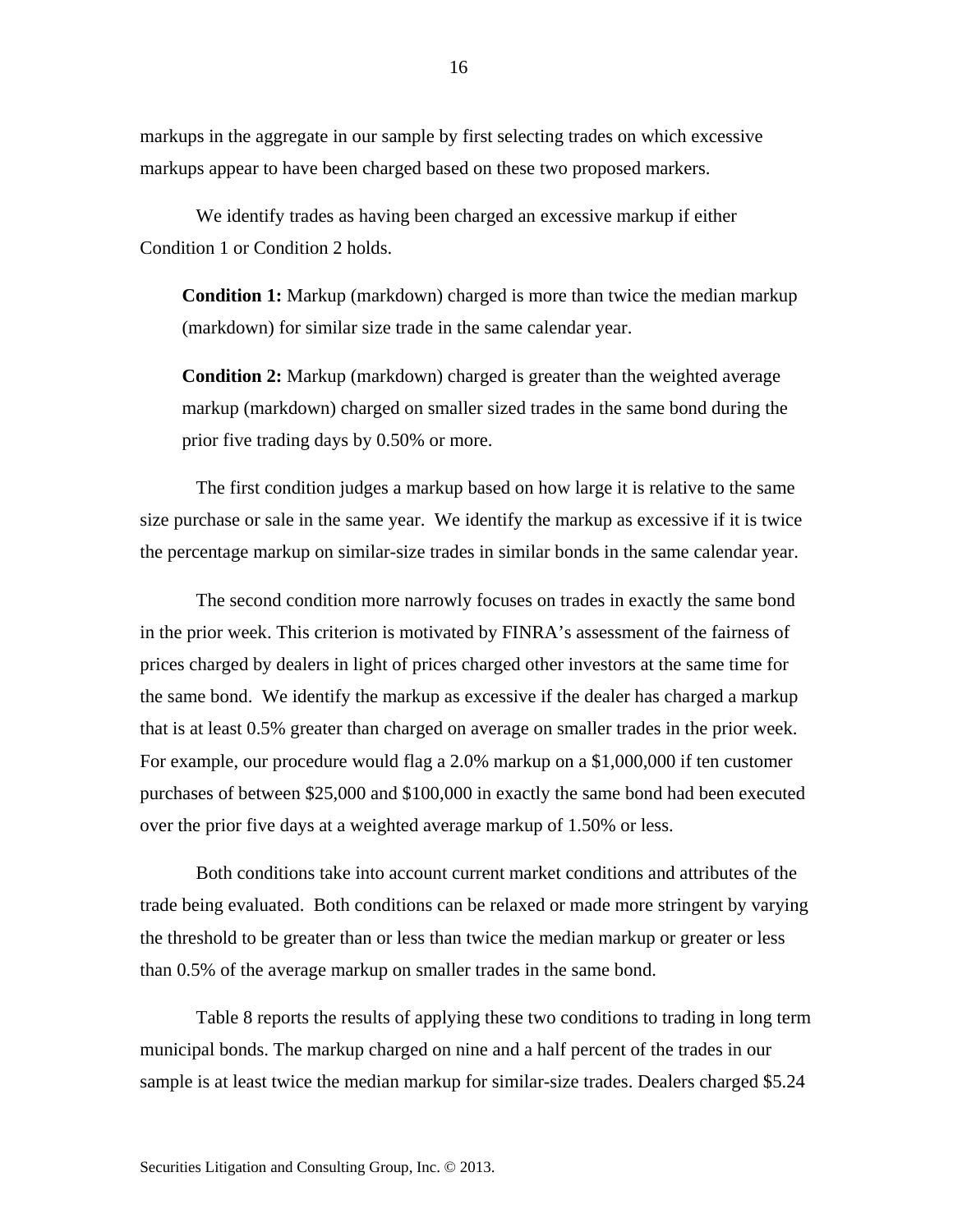markups in the aggregate in our sample by first selecting trades on which excessive markups appear to have been charged based on these two proposed markers.

We identify trades as having been charged an excessive markup if either Condition 1 or Condition 2 holds.

> **Condition 1:** Markup (markdown) charged is more than twice the median markup (markdown) for similar size trade in the same calendar year.
>
> **Condition 2:** Markup (markdown) charged is greater than the weighted average markup (markdown) charged on smaller sized trades in the same bond during the prior five trading days by 0.50% or more.

The first condition judges a markup based on how large it is relative to the same size purchase or sale in the same year. We identify the markup as excessive if it is twice the percentage markup on similar-size trades in similar bonds in the same calendar year.

The second condition more narrowly focuses on trades in exactly the same bond in the prior week. This criterion is motivated by FINRA's assessment of the fairness of prices charged by dealers in light of prices charged other investors at the same time for the same bond. We identify the markup as excessive if the dealer has charged a markup that is at least 0.5% greater than charged on average on smaller trades in the prior week. For example, our procedure would flag a 2.0% markup on a $1,000,000 if ten customer purchases of between $25,000 and $100,000 in exactly the same bond had been executed over the prior five days at a weighted average markup of 1.50% or less.

Both conditions take into account current market conditions and attributes of the trade being evaluated. Both conditions can be relaxed or made more stringent by varying the threshold to be greater than or less than twice the median markup or greater or less than 0.5% of the average markup on smaller trades in the same bond.

Table 8 reports the results of applying these two conditions to trading in long term municipal bonds. The markup charged on nine and a half percent of the trades in our sample is at least twice the median markup for similar-size trades. Dealers charged $5.24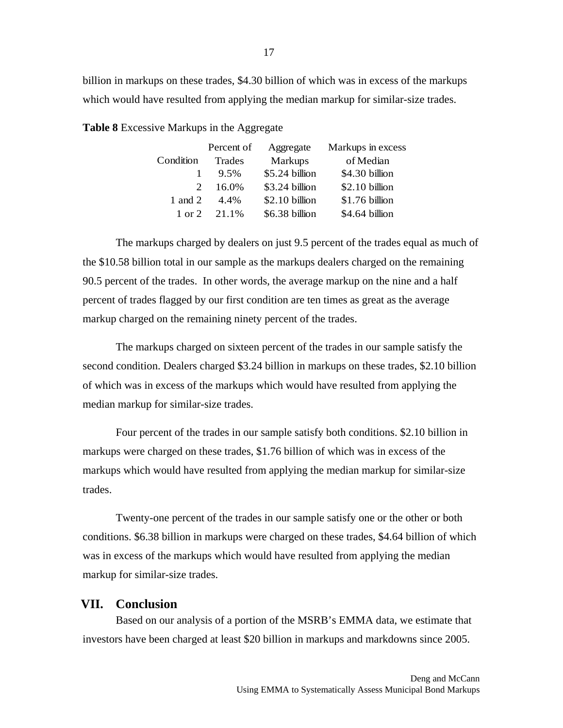billion in markups on these trades, $4.30 billion of which was in excess of the markups which would have resulted from applying the median markup for similar-size trades.

**Table 8** Excessive Markups in the Aggregate

| Condition | Percent of Trades | Aggregate Markups | Markups in excess of Median |
|---|---|---|---|
| 1 | 9.5% | $5.24 billion | $4.30 billion |
| 2 | 16.0% | $3.24 billion | $2.10 billion |
| 1 and 2 | 4.4% | $2.10 billion | $1.76 billion |
| 1 or 2 | 21.1% | $6.38 billion | $4.64 billion |

The markups charged by dealers on just 9.5 percent of the trades equal as much of the $10.58 billion total in our sample as the markups dealers charged on the remaining 90.5 percent of the trades. In other words, the average markup on the nine and a half percent of trades flagged by our first condition are ten times as great as the average markup charged on the remaining ninety percent of the trades.

The markups charged on sixteen percent of the trades in our sample satisfy the second condition. Dealers charged $3.24 billion in markups on these trades, $2.10 billion of which was in excess of the markups which would have resulted from applying the median markup for similar-size trades.

Four percent of the trades in our sample satisfy both conditions. $2.10 billion in markups were charged on these trades, $1.76 billion of which was in excess of the markups which would have resulted from applying the median markup for similar-size trades.

Twenty-one percent of the trades in our sample satisfy one or the other or both conditions. $6.38 billion in markups were charged on these trades, $4.64 billion of which was in excess of the markups which would have resulted from applying the median markup for similar-size trades.

## VII. Conclusion

Based on our analysis of a portion of the MSRB's EMMA data, we estimate that investors have been charged at least $20 billion in markups and markdowns since 2005.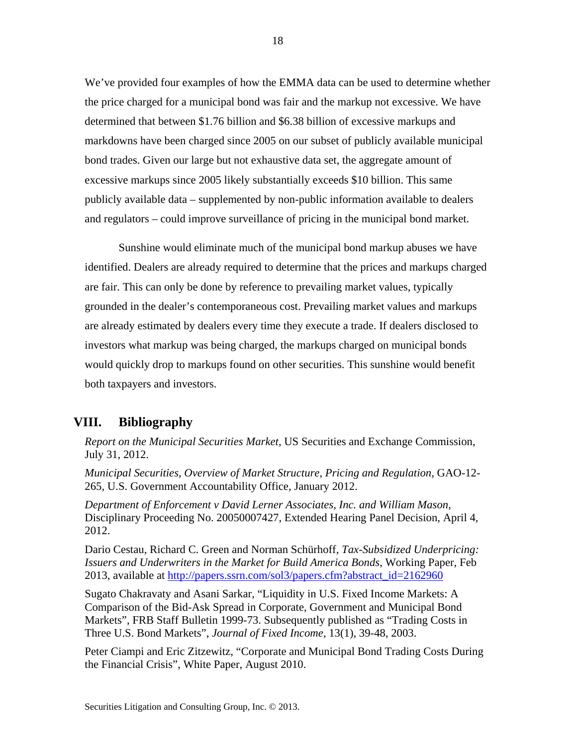We've provided four examples of how the EMMA data can be used to determine whether the price charged for a municipal bond was fair and the markup not excessive. We have determined that between $1.76 billion and $6.38 billion of excessive markups and markdowns have been charged since 2005 on our subset of publicly available municipal bond trades. Given our large but not exhaustive data set, the aggregate amount of excessive markups since 2005 likely substantially exceeds $10 billion. This same publicly available data – supplemented by non-public information available to dealers and regulators – could improve surveillance of pricing in the municipal bond market.

Sunshine would eliminate much of the municipal bond markup abuses we have identified. Dealers are already required to determine that the prices and markups charged are fair. This can only be done by reference to prevailing market values, typically grounded in the dealer's contemporaneous cost. Prevailing market values and markups are already estimated by dealers every time they execute a trade. If dealers disclosed to investors what markup was being charged, the markups charged on municipal bonds would quickly drop to markups found on other securities. This sunshine would benefit both taxpayers and investors.

## VIII. Bibliography

*Report on the Municipal Securities Market*, US Securities and Exchange Commission, July 31, 2012.

*Municipal Securities, Overview of Market Structure, Pricing and Regulation*, GAO-12-265, U.S. Government Accountability Office, January 2012.

*Department of Enforcement v David Lerner Associates, Inc. and William Mason*, Disciplinary Proceeding No. 20050007427, Extended Hearing Panel Decision, April 4, 2012.

Dario Cestau, Richard C. Green and Norman Schürhoff, *Tax-Subsidized Underpricing: Issuers and Underwriters in the Market for Build America Bonds*, Working Paper, Feb 2013, available at http://papers.ssrn.com/sol3/papers.cfm?abstract_id=2162960

Sugato Chakravaty and Asani Sarkar, "Liquidity in U.S. Fixed Income Markets: A Comparison of the Bid-Ask Spread in Corporate, Government and Municipal Bond Markets", FRB Staff Bulletin 1999-73. Subsequently published as "Trading Costs in Three U.S. Bond Markets", *Journal of Fixed Income*, 13(1), 39-48, 2003.

Peter Ciampi and Eric Zitzewitz, "Corporate and Municipal Bond Trading Costs During the Financial Crisis", White Paper, August 2010.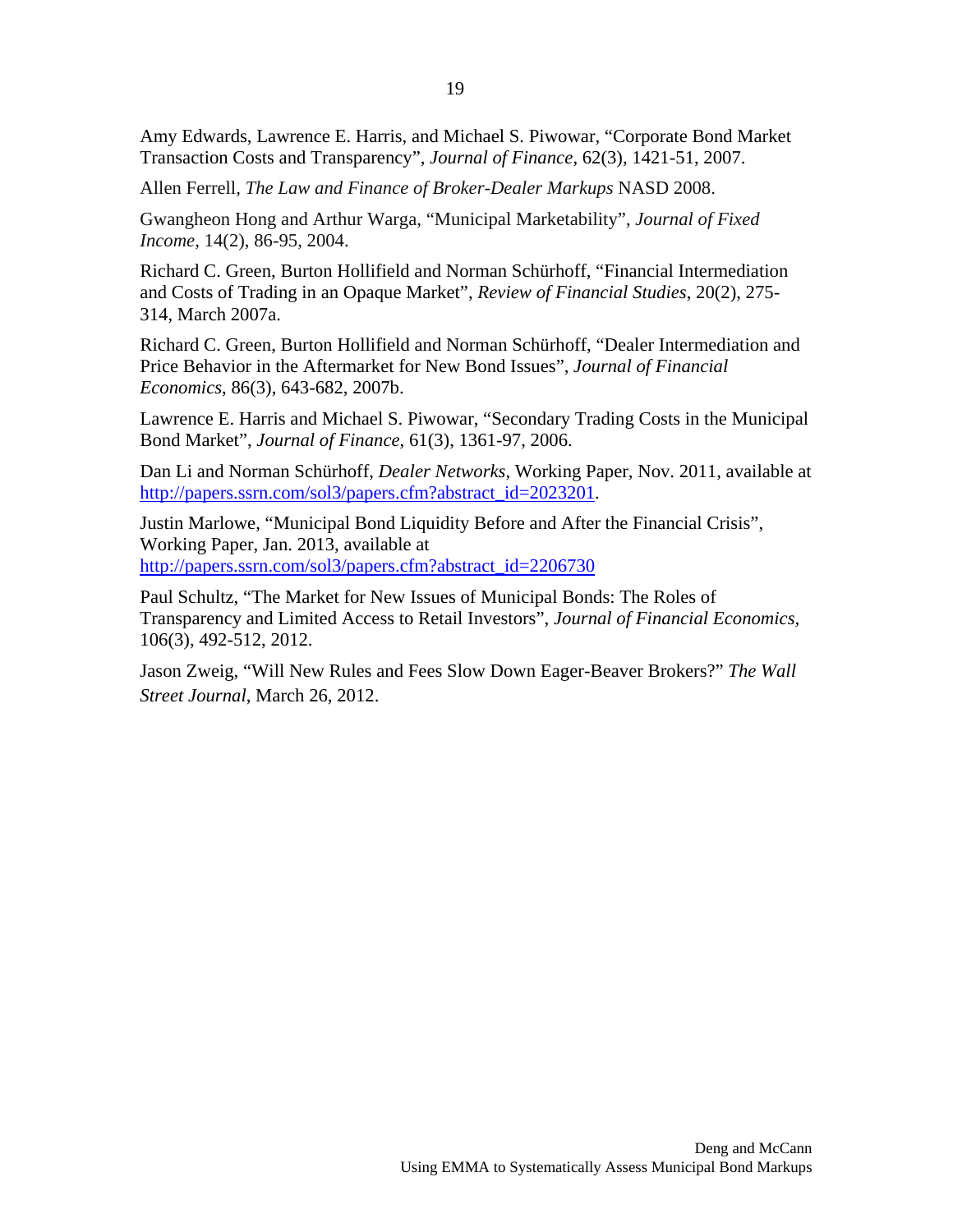Amy Edwards, Lawrence E. Harris, and Michael S. Piwowar, “Corporate Bond Market Transaction Costs and Transparency”, *Journal of Finance*, 62(3), 1421-51, 2007.

Allen Ferrell, *The Law and Finance of Broker-Dealer Markups* NASD 2008.

Gwangheon Hong and Arthur Warga, “Municipal Marketability”, *Journal of Fixed Income*, 14(2), 86-95, 2004.

Richard C. Green, Burton Hollifield and Norman Schürhoff, “Financial Intermediation and Costs of Trading in an Opaque Market”, *Review of Financial Studies*, 20(2), 275-314, March 2007a.

Richard C. Green, Burton Hollifield and Norman Schürhoff, “Dealer Intermediation and Price Behavior in the Aftermarket for New Bond Issues”, *Journal of Financial Economics*, 86(3), 643-682, 2007b.

Lawrence E. Harris and Michael S. Piwowar, “Secondary Trading Costs in the Municipal Bond Market”, *Journal of Finance*, 61(3), 1361-97, 2006.

Dan Li and Norman Schürhoff, *Dealer Networks*, Working Paper, Nov. 2011, available at http://papers.ssrn.com/sol3/papers.cfm?abstract_id=2023201.

Justin Marlowe, “Municipal Bond Liquidity Before and After the Financial Crisis”, Working Paper, Jan. 2013, available at http://papers.ssrn.com/sol3/papers.cfm?abstract_id=2206730

Paul Schultz, “The Market for New Issues of Municipal Bonds: The Roles of Transparency and Limited Access to Retail Investors”, *Journal of Financial Economics*, 106(3), 492-512, 2012.

Jason Zweig, “Will New Rules and Fees Slow Down Eager-Beaver Brokers?” *The Wall Street Journal*, March 26, 2012.